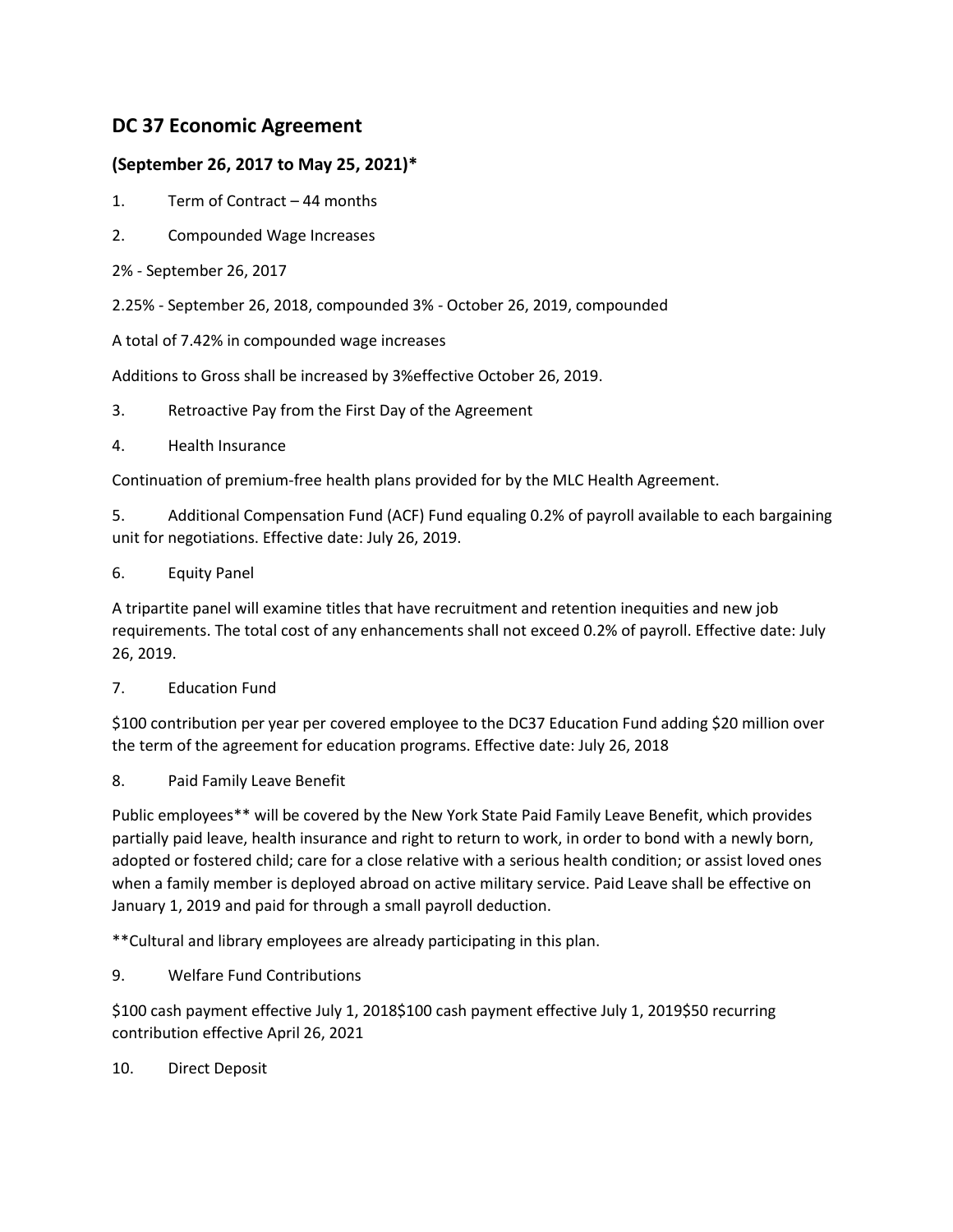## DC 37 Economic Agreement

### (September 26, 2017 to May 25, 2021)*

1. Term of Contract – 44 months

2. Compounded Wage Increases

2% - September 26, 2017

2.25% - September 26, 2018, compounded 3% - October 26, 2019, compounded

A total of 7.42% in compounded wage increases

Additions to Gross shall be increased by 3%effective October 26, 2019.

3. Retroactive Pay from the First Day of the Agreement

4. Health Insurance

Continuation of premium-free health plans provided for by the MLC Health Agreement.

5. Additional Compensation Fund (ACF) Fund equaling 0.2% of payroll available to each bargaining unit for negotiations. Effective date: July 26, 2019.

6. Equity Panel

A tripartite panel will examine titles that have recruitment and retention inequities and new job requirements. The total cost of any enhancements shall not exceed 0.2% of payroll. Effective date: July 26, 2019.

7. Education Fund

$100 contribution per year per covered employee to the DC37 Education Fund adding $20 million over the term of the agreement for education programs. Effective date: July 26, 2018

8. Paid Family Leave Benefit

Public employees** will be covered by the New York State Paid Family Leave Benefit, which provides partially paid leave, health insurance and right to return to work, in order to bond with a newly born, adopted or fostered child; care for a close relative with a serious health condition; or assist loved ones when a family member is deployed abroad on active military service. Paid Leave shall be effective on January 1, 2019 and paid for through a small payroll deduction.

**Cultural and library employees are already participating in this plan.

9. Welfare Fund Contributions

$100 cash payment effective July 1, 2018$100 cash payment effective July 1, 2019$50 recurring contribution effective April 26, 2021

10. Direct Deposit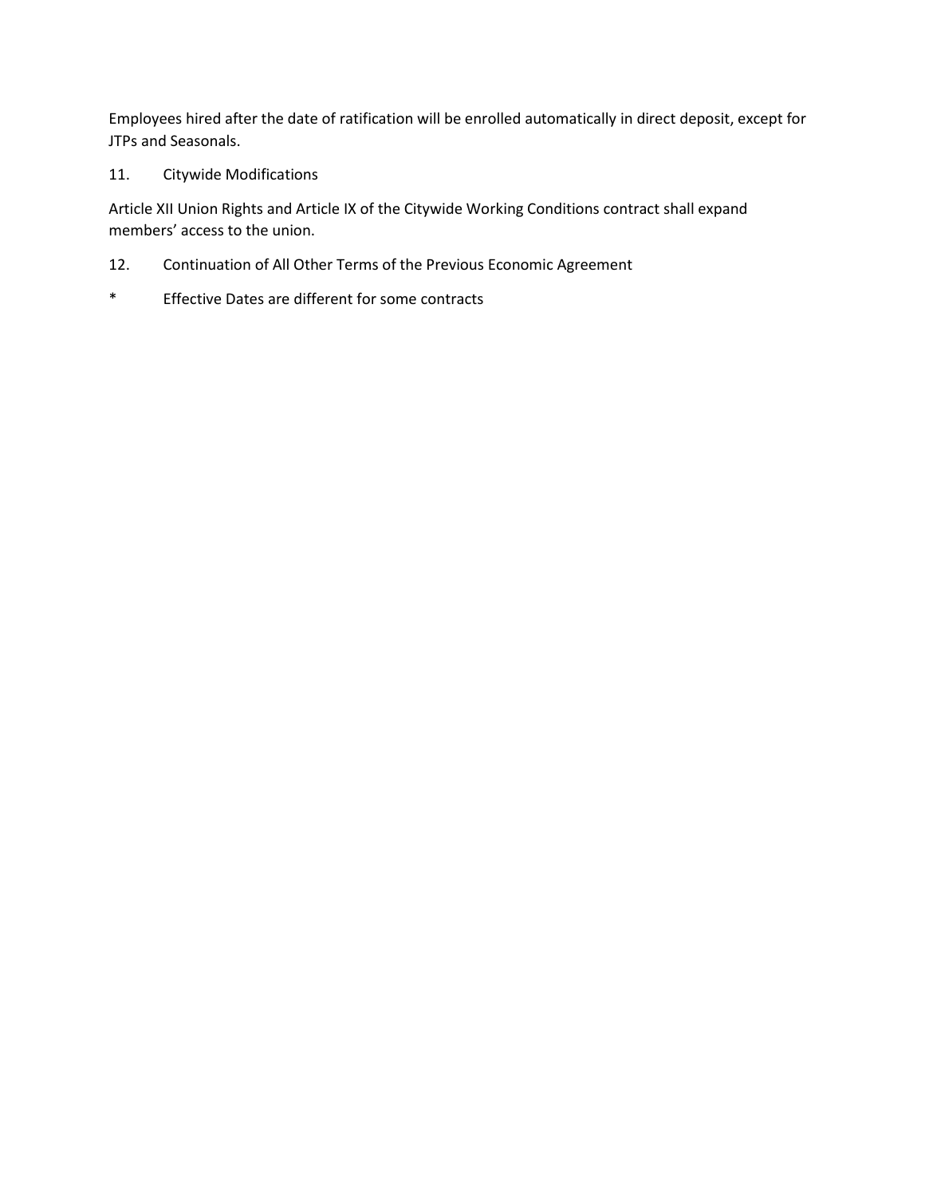Employees hired after the date of ratification will be enrolled automatically in direct deposit, except for JTPs and Seasonals.

11. Citywide Modifications

Article XII Union Rights and Article IX of the Citywide Working Conditions contract shall expand members' access to the union.

12. Continuation of All Other Terms of the Previous Economic Agreement

* Effective Dates are different for some contracts